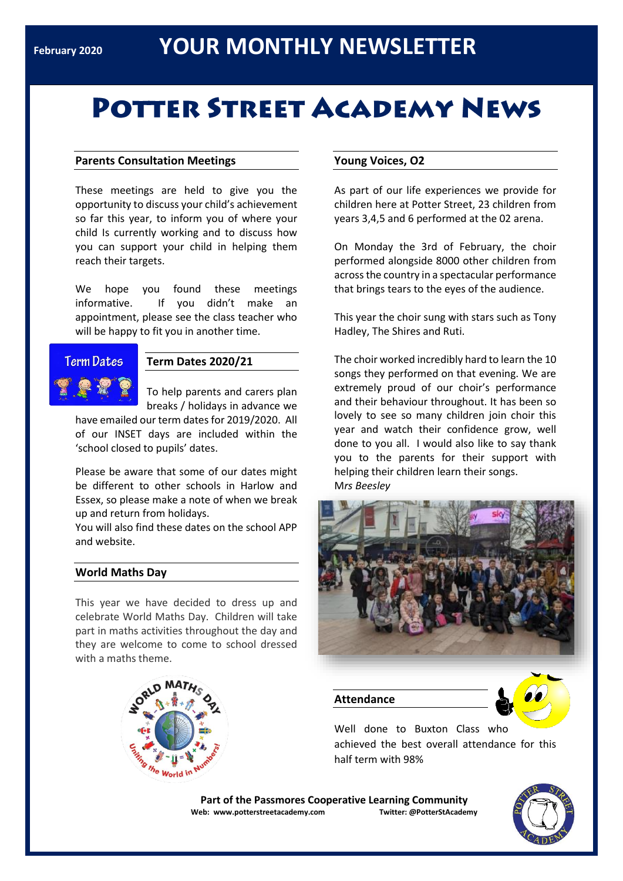February 2020

# YOUR MONTHLY NEWSLETTER

# Potter Street Academy News

## Parents Consultation Meetings

These meetings are held to give you the opportunity to discuss your child's achievement so far this year, to inform you of where your child Is currently working and to discuss how you can support your child in helping them reach their targets.

We hope you found these meetings informative. If you didn't make an appointment, please see the class teacher who will be happy to fit you in another time.

## Term Dates 2020/21

To help parents and carers plan breaks / holidays in advance we have emailed our term dates for 2019/2020. All of our INSET days are included within the 'school closed to pupils' dates.

Please be aware that some of our dates might be different to other schools in Harlow and Essex, so please make a note of when we break up and return from holidays.

You will also find these dates on the school APP and website.

## World Maths Day

This year we have decided to dress up and celebrate World Maths Day. Children will take part in maths activities throughout the day and they are welcome to come to school dressed with a maths theme.

## Young Voices, O2

As part of our life experiences we provide for children here at Potter Street, 23 children from years 3,4,5 and 6 performed at the 02 arena.

On Monday the 3rd of February, the choir performed alongside 8000 other children from across the country in a spectacular performance that brings tears to the eyes of the audience.

This year the choir sung with stars such as Tony Hadley, The Shires and Ruti.

The choir worked incredibly hard to learn the 10 songs they performed on that evening. We are extremely proud of our choir's performance and their behaviour throughout. It has been so lovely to see so many children join choir this year and watch their confidence grow, well done to you all. I would also like to say thank you to the parents for their support with helping their children learn their songs.
*Mrs Beesley*

## Attendance

Well done to Buxton Class who achieved the best overall attendance for this half term with 98%

**Part of the Passmores Cooperative Learning Community**
**Web: www.potterstreetacademy.com** **Twitter: @PotterStAcademy**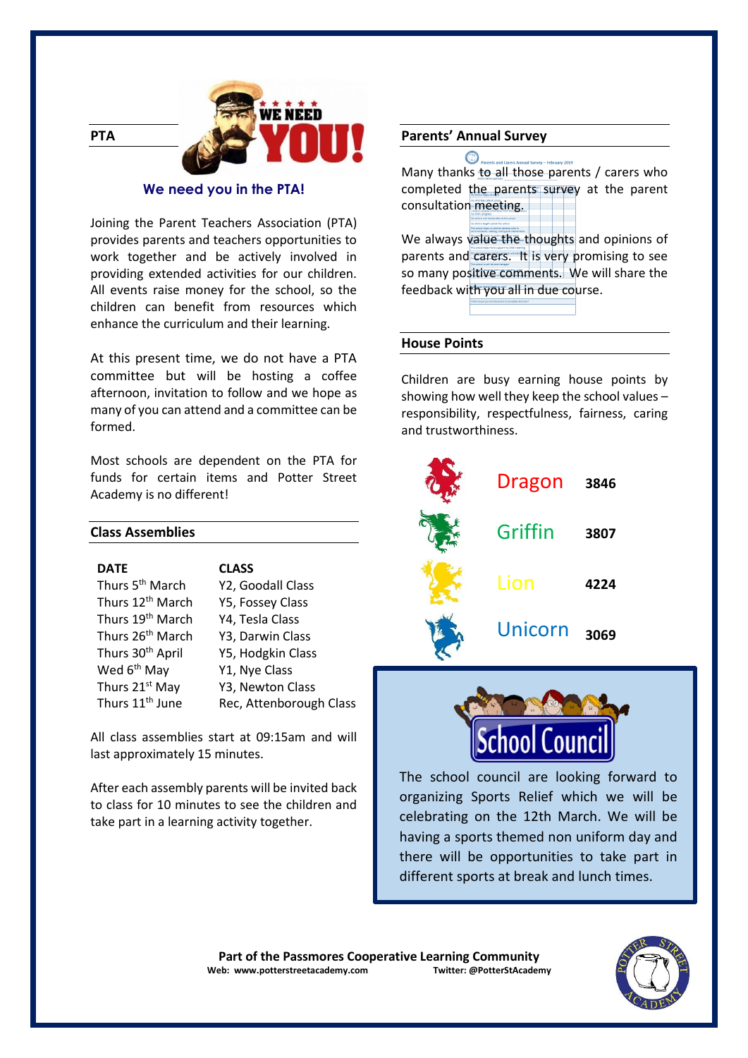## PTA

**We need you in the PTA!**

Joining the Parent Teachers Association (PTA) provides parents and teachers opportunities to work together and be actively involved in providing extended activities for our children. All events raise money for the school, so the children can benefit from resources which enhance the curriculum and their learning.

At this present time, we do not have a PTA committee but will be hosting a coffee afternoon, invitation to follow and we hope as many of you can attend and a committee can be formed.

Most schools are dependent on the PTA for funds for certain items and Potter Street Academy is no different!

## Class Assemblies

| DATE | CLASS |
|---|---|
| Thurs 5th March | Y2, Goodall Class |
| Thurs 12th March | Y5, Fossey Class |
| Thurs 19th March | Y4, Tesla Class |
| Thurs 26th March | Y3, Darwin Class |
| Thurs 30th April | Y5, Hodgkin Class |
| Wed 6th May | Y1, Nye Class |
| Thurs 21st May | Y3, Newton Class |
| Thurs 11th June | Rec, Attenborough Class |

All class assemblies start at 09:15am and will last approximately 15 minutes.

After each assembly parents will be invited back to class for 10 minutes to see the children and take part in a learning activity together.

## Parents' Annual Survey

Many thanks to all those parents / carers who completed the parents survey at the parent consultation meeting.

We always value the thoughts and opinions of parents and carers. It is very promising to see so many positive comments. We will share the feedback with you all in due course.

## House Points

Children are busy earning house points by showing how well they keep the school values – responsibility, respectfulness, fairness, caring and trustworthiness.

| House | Points |
|---|---|
| Dragon | 3846 |
| Griffin | 3807 |
| Lion | 4224 |
| Unicorn | 3069 |

## School Council

The school council are looking forward to organizing Sports Relief which we will be celebrating on the 12th March. We will be having a sports themed non uniform day and there will be opportunities to take part in different sports at break and lunch times.

**Part of the Passmores Cooperative Learning Community**
**Web: www.potterstreetacademy.com** **Twitter: @PotterStAcademy**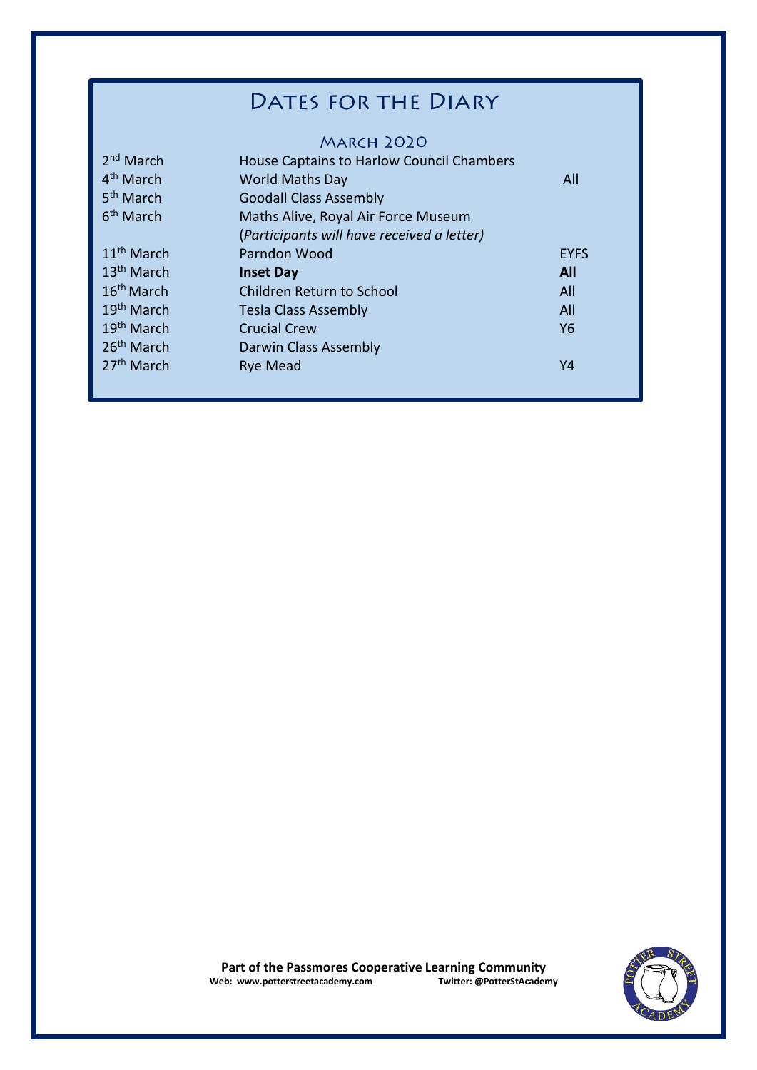# Dates for the Diary

## March 2020

| | | |
|---|---|---|
| 2nd March | House Captains to Harlow Council Chambers | |
| 4th March | World Maths Day | All |
| 5th March | Goodall Class Assembly | |
| 6th March | Maths Alive, Royal Air Force Museum (*Participants will have received a letter)* | |
| 11th March | Parndon Wood | EYFS |
| 13th March | **Inset Day** | **All** |
| 16th March | Children Return to School | All |
| 19th March | Tesla Class Assembly | All |
| 19th March | Crucial Crew | Y6 |
| 26th March | Darwin Class Assembly | |
| 27th March | Rye Mead | Y4 |

**Part of the Passmores Cooperative Learning Community**
**Web: www.potterstreetacademy.com** **Twitter: @PotterStAcademy**